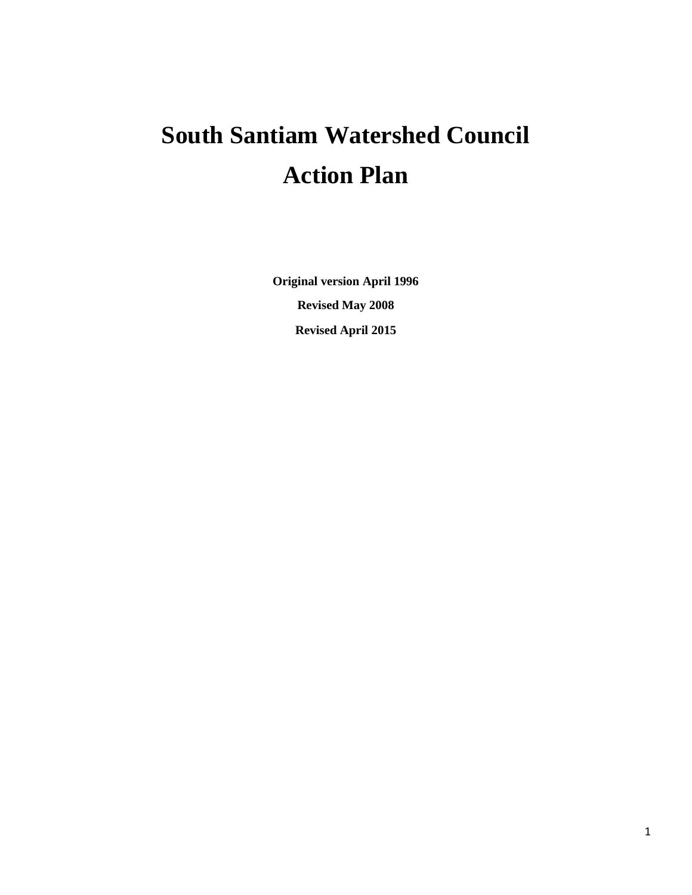# South Santiam Watershed Council

# Action Plan

**Original version April 1996**

**Revised May 2008**

**Revised April 2015**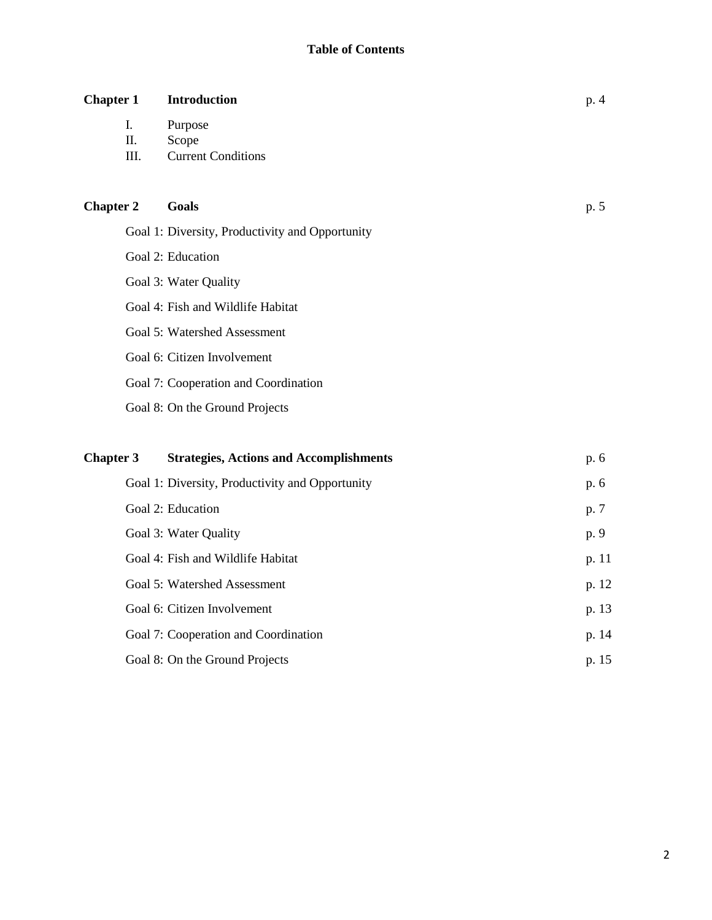# Table of Contents

| | | |
|---|---|---|
| **Chapter 1** | **Introduction** | p. 4 |
| | I. Purpose | |
| | II. Scope | |
| | III. Current Conditions | |
| **Chapter 2** | **Goals** | p. 5 |
| | Goal 1: Diversity, Productivity and Opportunity | |
| | Goal 2: Education | |
| | Goal 3: Water Quality | |
| | Goal 4: Fish and Wildlife Habitat | |
| | Goal 5: Watershed Assessment | |
| | Goal 6: Citizen Involvement | |
| | Goal 7: Cooperation and Coordination | |
| | Goal 8: On the Ground Projects | |
| **Chapter 3** | **Strategies, Actions and Accomplishments** | p. 6 |
| | Goal 1: Diversity, Productivity and Opportunity | p. 6 |
| | Goal 2: Education | p. 7 |
| | Goal 3: Water Quality | p. 9 |
| | Goal 4: Fish and Wildlife Habitat | p. 11 |
| | Goal 5: Watershed Assessment | p. 12 |
| | Goal 6: Citizen Involvement | p. 13 |
| | Goal 7: Cooperation and Coordination | p. 14 |
| | Goal 8: On the Ground Projects | p. 15 |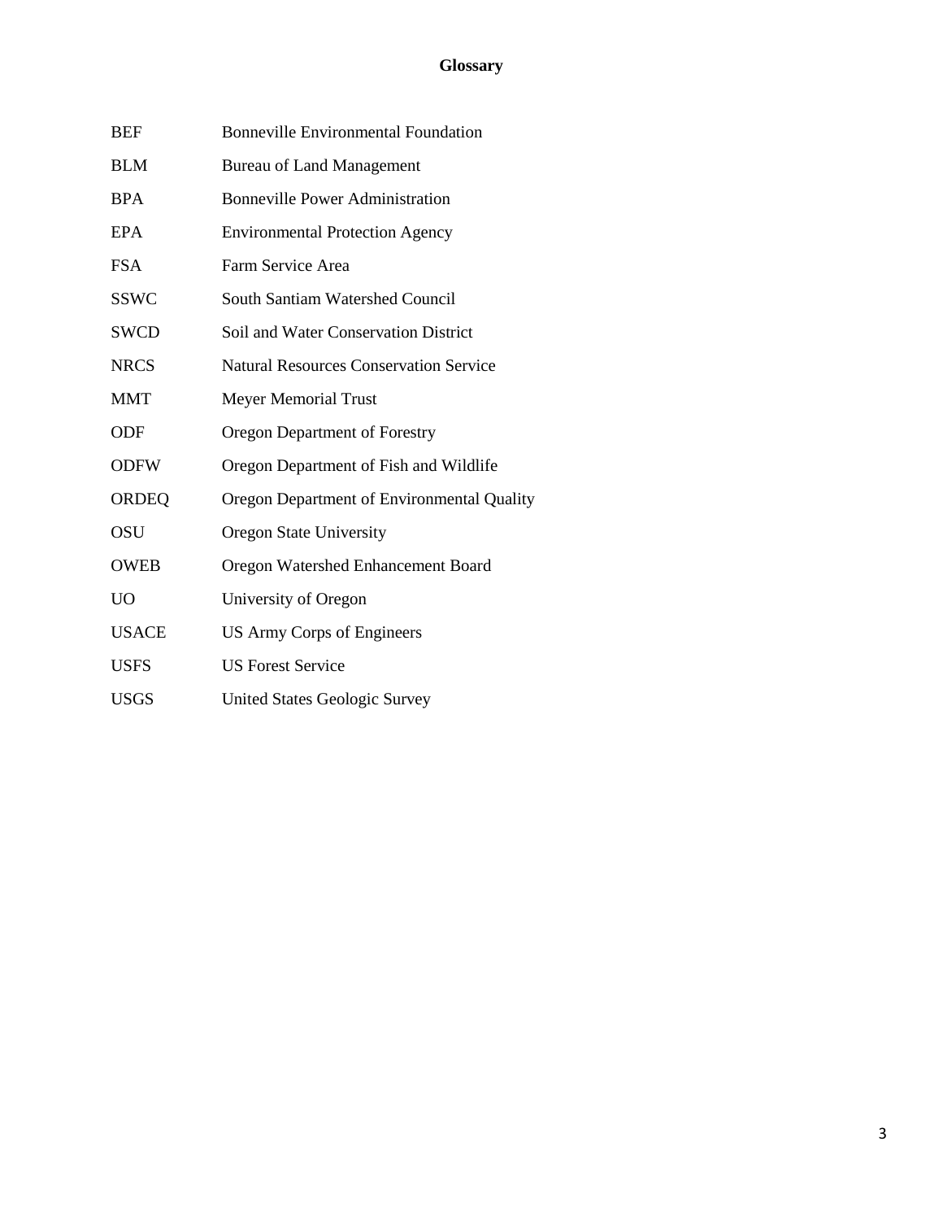# Glossary

| | |
|---|---|
| BEF | Bonneville Environmental Foundation |
| BLM | Bureau of Land Management |
| BPA | Bonneville Power Administration |
| EPA | Environmental Protection Agency |
| FSA | Farm Service Area |
| SSWC | South Santiam Watershed Council |
| SWCD | Soil and Water Conservation District |
| NRCS | Natural Resources Conservation Service |
| MMT | Meyer Memorial Trust |
| ODF | Oregon Department of Forestry |
| ODFW | Oregon Department of Fish and Wildlife |
| ORDEQ | Oregon Department of Environmental Quality |
| OSU | Oregon State University |
| OWEB | Oregon Watershed Enhancement Board |
| UO | University of Oregon |
| USACE | US Army Corps of Engineers |
| USFS | US Forest Service |
| USGS | United States Geologic Survey |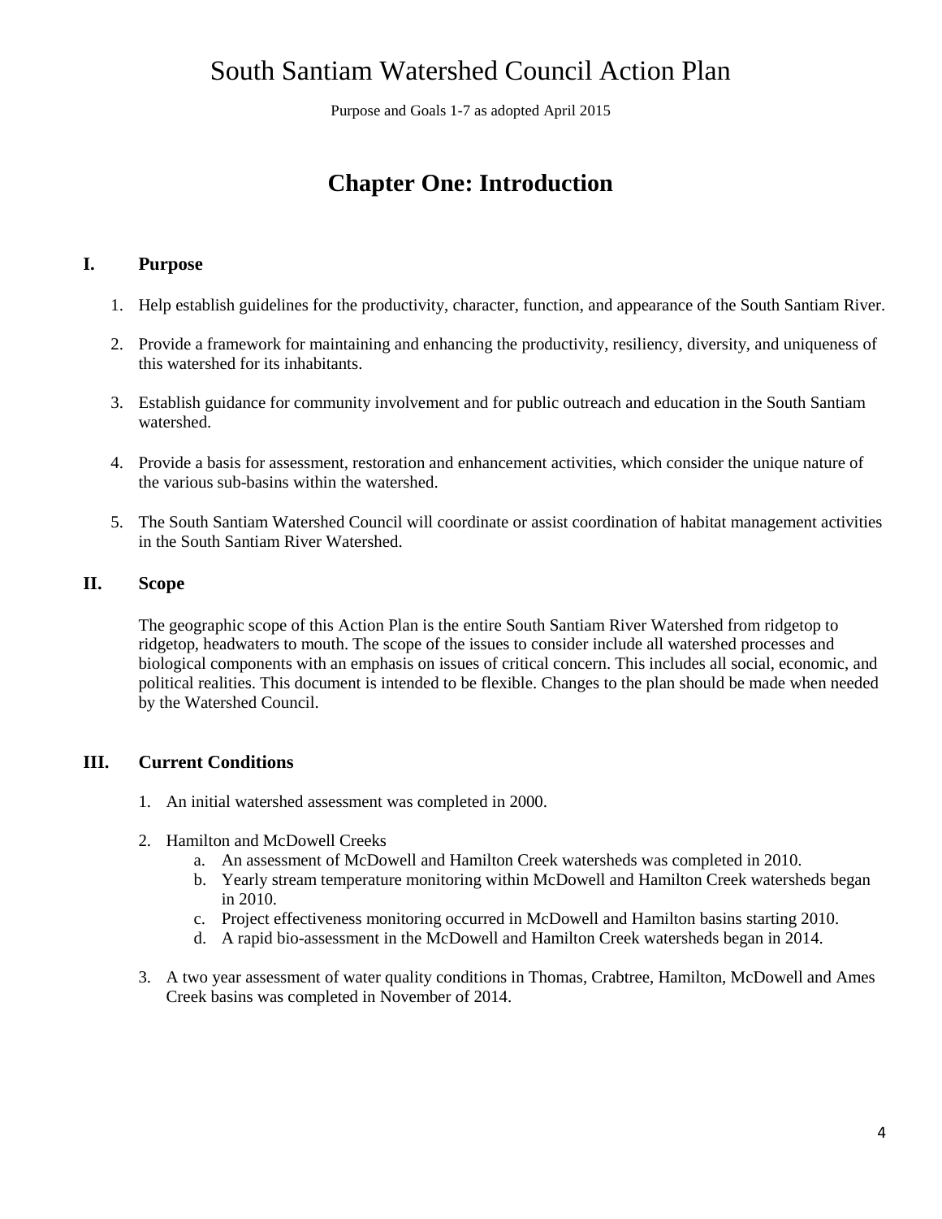# South Santiam Watershed Council Action Plan

Purpose and Goals 1-7 as adopted April 2015

## Chapter One: Introduction

### I. Purpose

1. Help establish guidelines for the productivity, character, function, and appearance of the South Santiam River.

2. Provide a framework for maintaining and enhancing the productivity, resiliency, diversity, and uniqueness of this watershed for its inhabitants.

3. Establish guidance for community involvement and for public outreach and education in the South Santiam watershed.

4. Provide a basis for assessment, restoration and enhancement activities, which consider the unique nature of the various sub-basins within the watershed.

5. The South Santiam Watershed Council will coordinate or assist coordination of habitat management activities in the South Santiam River Watershed.

### II. Scope

The geographic scope of this Action Plan is the entire South Santiam River Watershed from ridgetop to ridgetop, headwaters to mouth. The scope of the issues to consider include all watershed processes and biological components with an emphasis on issues of critical concern. This includes all social, economic, and political realities. This document is intended to be flexible. Changes to the plan should be made when needed by the Watershed Council.

### III. Current Conditions

1. An initial watershed assessment was completed in 2000.

2. Hamilton and McDowell Creeks
   a. An assessment of McDowell and Hamilton Creek watersheds was completed in 2010.
   b. Yearly stream temperature monitoring within McDowell and Hamilton Creek watersheds began in 2010.
   c. Project effectiveness monitoring occurred in McDowell and Hamilton basins starting 2010.
   d. A rapid bio-assessment in the McDowell and Hamilton Creek watersheds began in 2014.

3. A two year assessment of water quality conditions in Thomas, Crabtree, Hamilton, McDowell and Ames Creek basins was completed in November of 2014.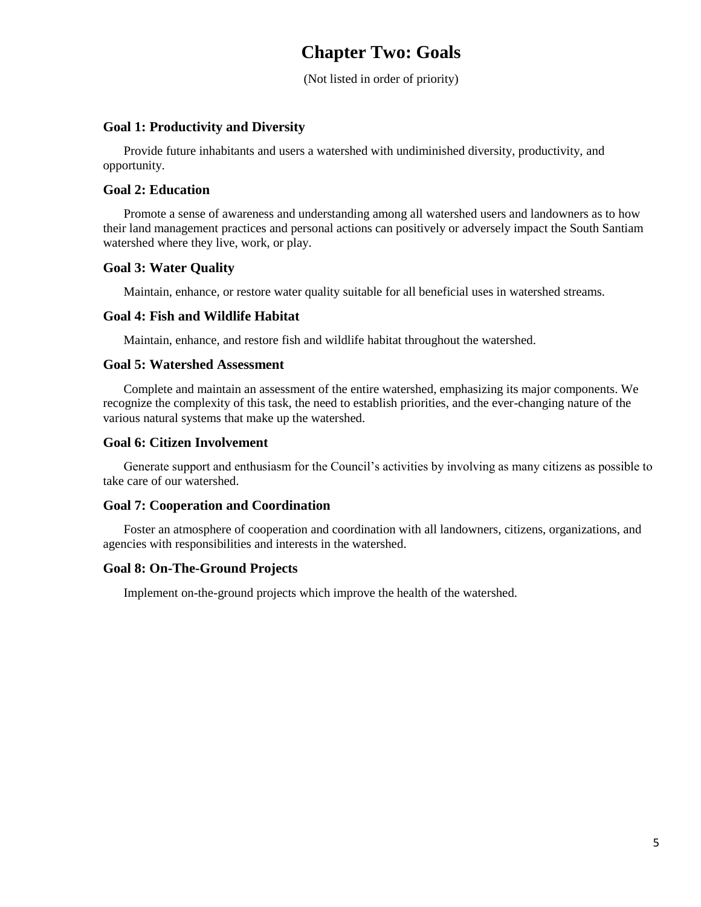# Chapter Two: Goals

(Not listed in order of priority)

### Goal 1: Productivity and Diversity

Provide future inhabitants and users a watershed with undiminished diversity, productivity, and opportunity.

### Goal 2: Education

Promote a sense of awareness and understanding among all watershed users and landowners as to how their land management practices and personal actions can positively or adversely impact the South Santiam watershed where they live, work, or play.

### Goal 3: Water Quality

Maintain, enhance, or restore water quality suitable for all beneficial uses in watershed streams.

### Goal 4: Fish and Wildlife Habitat

Maintain, enhance, and restore fish and wildlife habitat throughout the watershed.

### Goal 5: Watershed Assessment

Complete and maintain an assessment of the entire watershed, emphasizing its major components. We recognize the complexity of this task, the need to establish priorities, and the ever-changing nature of the various natural systems that make up the watershed.

### Goal 6: Citizen Involvement

Generate support and enthusiasm for the Council's activities by involving as many citizens as possible to take care of our watershed.

### Goal 7: Cooperation and Coordination

Foster an atmosphere of cooperation and coordination with all landowners, citizens, organizations, and agencies with responsibilities and interests in the watershed.

### Goal 8: On-The-Ground Projects

Implement on-the-ground projects which improve the health of the watershed.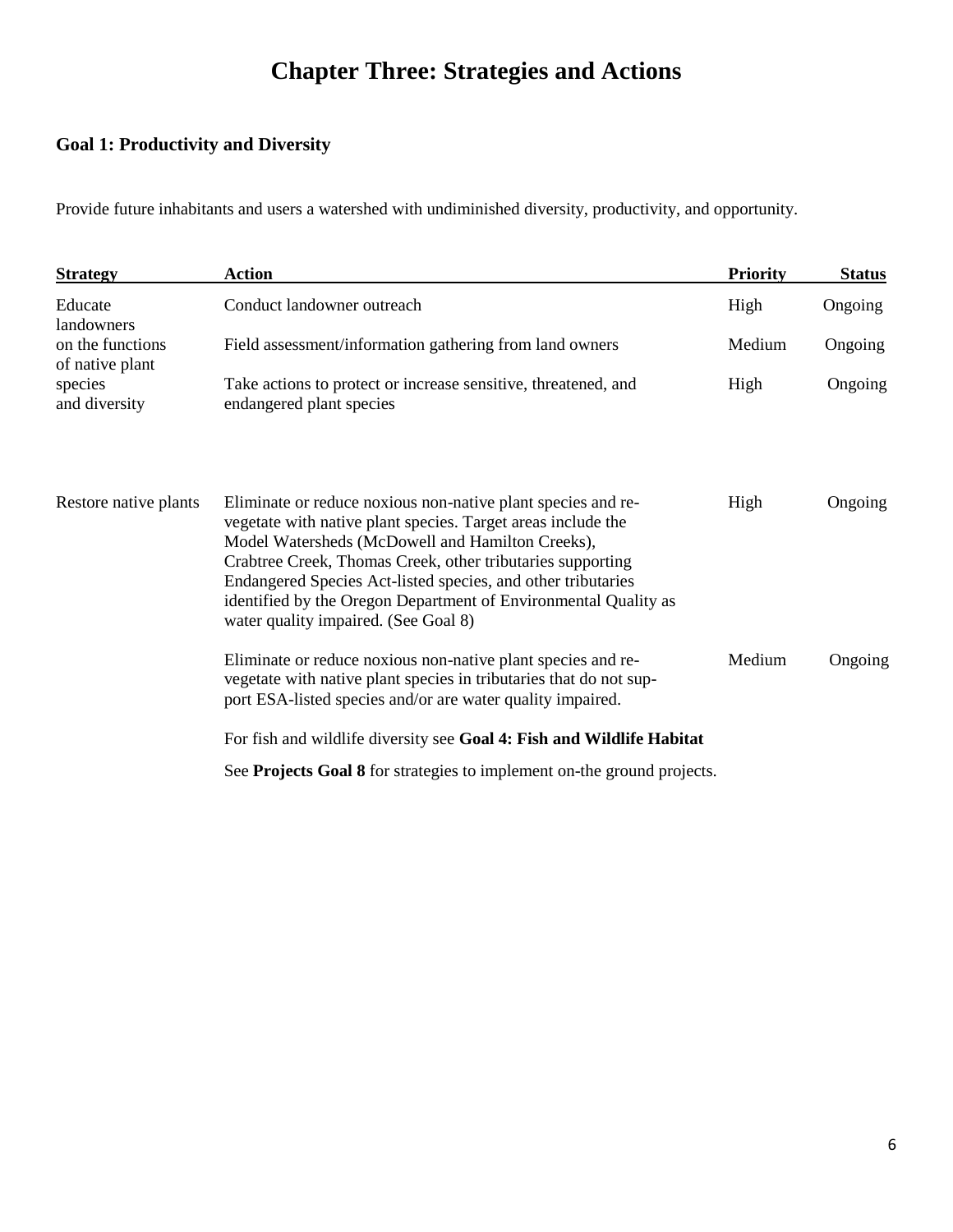# Chapter Three: Strategies and Actions

## Goal 1: Productivity and Diversity

Provide future inhabitants and users a watershed with undiminished diversity, productivity, and opportunity.

| Strategy | Action | Priority | Status |
| --- | --- | --- | --- |
| Educate landowners on the functions of native plant species and diversity | Conduct landowner outreach | High | Ongoing |
| | Field assessment/information gathering from land owners | Medium | Ongoing |
| | Take actions to protect or increase sensitive, threatened, and endangered plant species | High | Ongoing |
| Restore native plants | Eliminate or reduce noxious non-native plant species and re-vegetate with native plant species. Target areas include the Model Watersheds (McDowell and Hamilton Creeks), Crabtree Creek, Thomas Creek, other tributaries supporting Endangered Species Act-listed species, and other tributaries identified by the Oregon Department of Environmental Quality as water quality impaired. (See Goal 8) | High | Ongoing |
| | Eliminate or reduce noxious non-native plant species and re-vegetate with native plant species in tributaries that do not support ESA-listed species and/or are water quality impaired. | Medium | Ongoing |

For fish and wildlife diversity see **Goal 4: Fish and Wildlife Habitat**

See **Projects Goal 8** for strategies to implement on-the ground projects.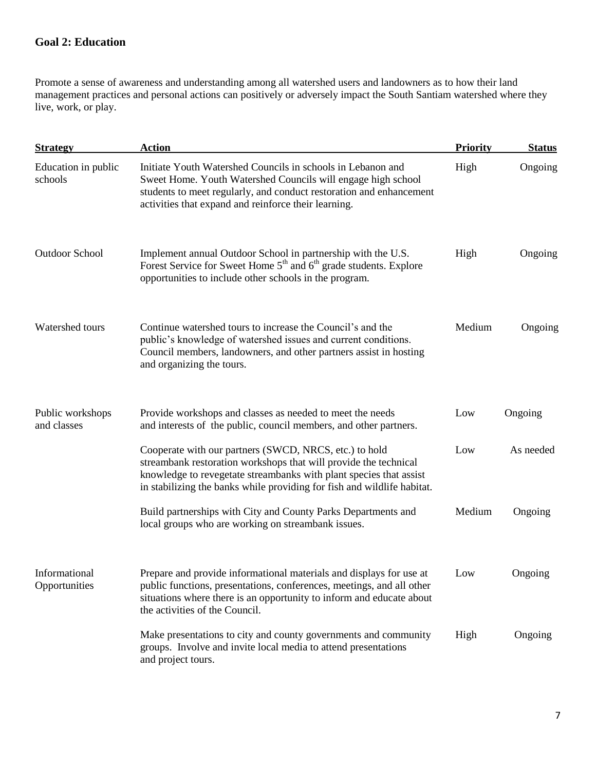## Goal 2: Education

Promote a sense of awareness and understanding among all watershed users and landowners as to how their land management practices and personal actions can positively or adversely impact the South Santiam watershed where they live, work, or play.

| Strategy | Action | Priority | Status |
|---|---|---|---|
| Education in public schools | Initiate Youth Watershed Councils in schools in Lebanon and Sweet Home. Youth Watershed Councils will engage high school students to meet regularly, and conduct restoration and enhancement activities that expand and reinforce their learning. | High | Ongoing |
| Outdoor School | Implement annual Outdoor School in partnership with the U.S. Forest Service for Sweet Home 5th and 6th grade students. Explore opportunities to include other schools in the program. | High | Ongoing |
| Watershed tours | Continue watershed tours to increase the Council's and the public's knowledge of watershed issues and current conditions. Council members, landowners, and other partners assist in hosting and organizing the tours. | Medium | Ongoing |
| Public workshops and classes | Provide workshops and classes as needed to meet the needs and interests of the public, council members, and other partners. | Low | Ongoing |
| | Cooperate with our partners (SWCD, NRCS, etc.) to hold streambank restoration workshops that will provide the technical knowledge to revegetate streambanks with plant species that assist in stabilizing the banks while providing for fish and wildlife habitat. | Low | As needed |
| | Build partnerships with City and County Parks Departments and local groups who are working on streambank issues. | Medium | Ongoing |
| Informational Opportunities | Prepare and provide informational materials and displays for use at public functions, presentations, conferences, meetings, and all other situations where there is an opportunity to inform and educate about the activities of the Council. | Low | Ongoing |
| | Make presentations to city and county governments and community groups. Involve and invite local media to attend presentations and project tours. | High | Ongoing |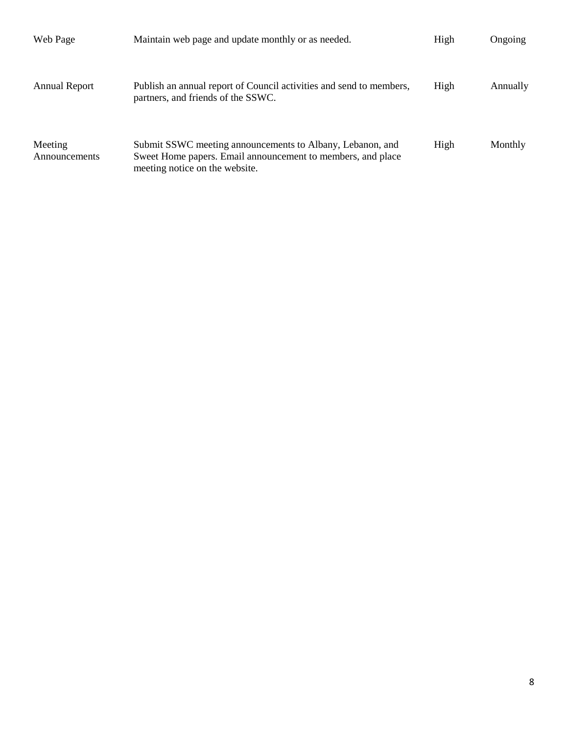| | | | |
|---|---|---|---|
| Web Page | Maintain web page and update monthly or as needed. | High | Ongoing |
| Annual Report | Publish an annual report of Council activities and send to members, partners, and friends of the SSWC. | High | Annually |
| Meeting Announcements | Submit SSWC meeting announcements to Albany, Lebanon, and Sweet Home papers. Email announcement to members, and place meeting notice on the website. | High | Monthly |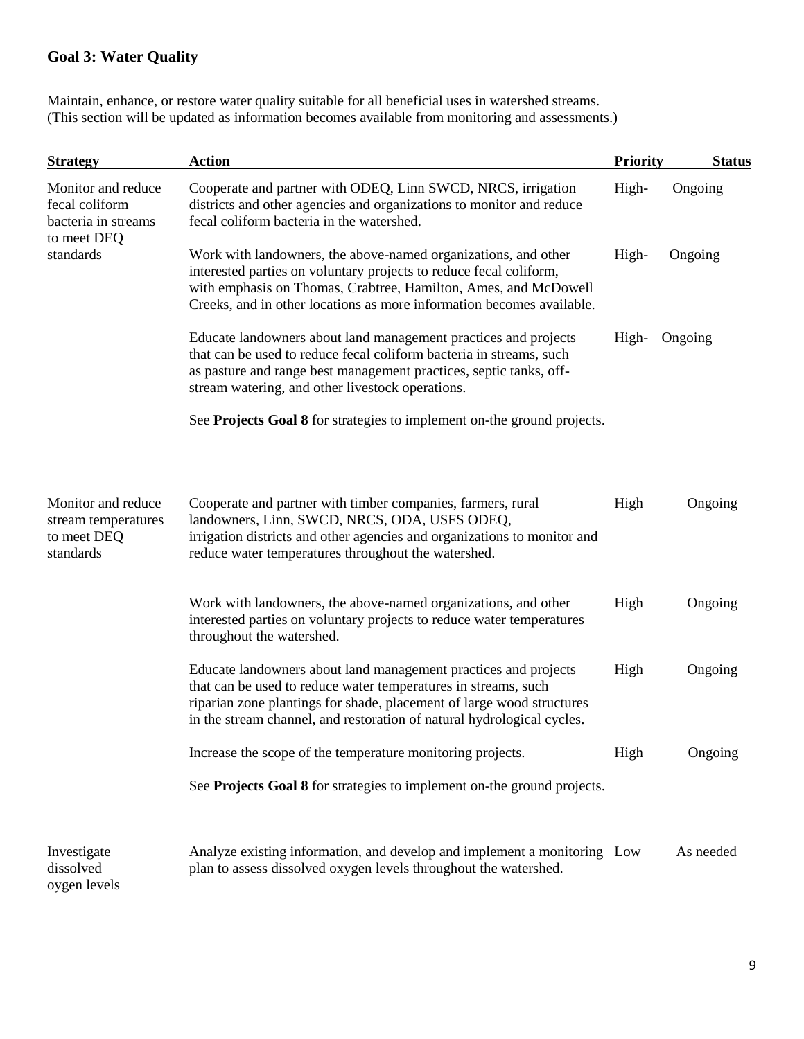## Goal 3: Water Quality

Maintain, enhance, or restore water quality suitable for all beneficial uses in watershed streams. (This section will be updated as information becomes available from monitoring and assessments.)

| Strategy | Action | Priority | Status |
|---|---|---|---|
| Monitor and reduce fecal coliform bacteria in streams to meet DEQ standards | Cooperate and partner with ODEQ, Linn SWCD, NRCS, irrigation districts and other agencies and organizations to monitor and reduce fecal coliform bacteria in the watershed. | High- | Ongoing |
| | Work with landowners, the above-named organizations, and other interested parties on voluntary projects to reduce fecal coliform, with emphasis on Thomas, Crabtree, Hamilton, Ames, and McDowell Creeks, and in other locations as more information becomes available. | High- | Ongoing |
| | Educate landowners about land management practices and projects that can be used to reduce fecal coliform bacteria in streams, such as pasture and range best management practices, septic tanks, off-stream watering, and other livestock operations. | High- | Ongoing |
| | See **Projects Goal 8** for strategies to implement on-the ground projects. | | |
| Monitor and reduce stream temperatures to meet DEQ standards | Cooperate and partner with timber companies, farmers, rural landowners, Linn, SWCD, NRCS, ODA, USFS ODEQ, irrigation districts and other agencies and organizations to monitor and reduce water temperatures throughout the watershed. | High | Ongoing |
| | Work with landowners, the above-named organizations, and other interested parties on voluntary projects to reduce water temperatures throughout the watershed. | High | Ongoing |
| | Educate landowners about land management practices and projects that can be used to reduce water temperatures in streams, such riparian zone plantings for shade, placement of large wood structures in the stream channel, and restoration of natural hydrological cycles. | High | Ongoing |
| | Increase the scope of the temperature monitoring projects. | High | Ongoing |
| | See **Projects Goal 8** for strategies to implement on-the ground projects. | | |
| Investigate dissolved oygen levels | Analyze existing information, and develop and implement a monitoring plan to assess dissolved oxygen levels throughout the watershed. | Low | As needed |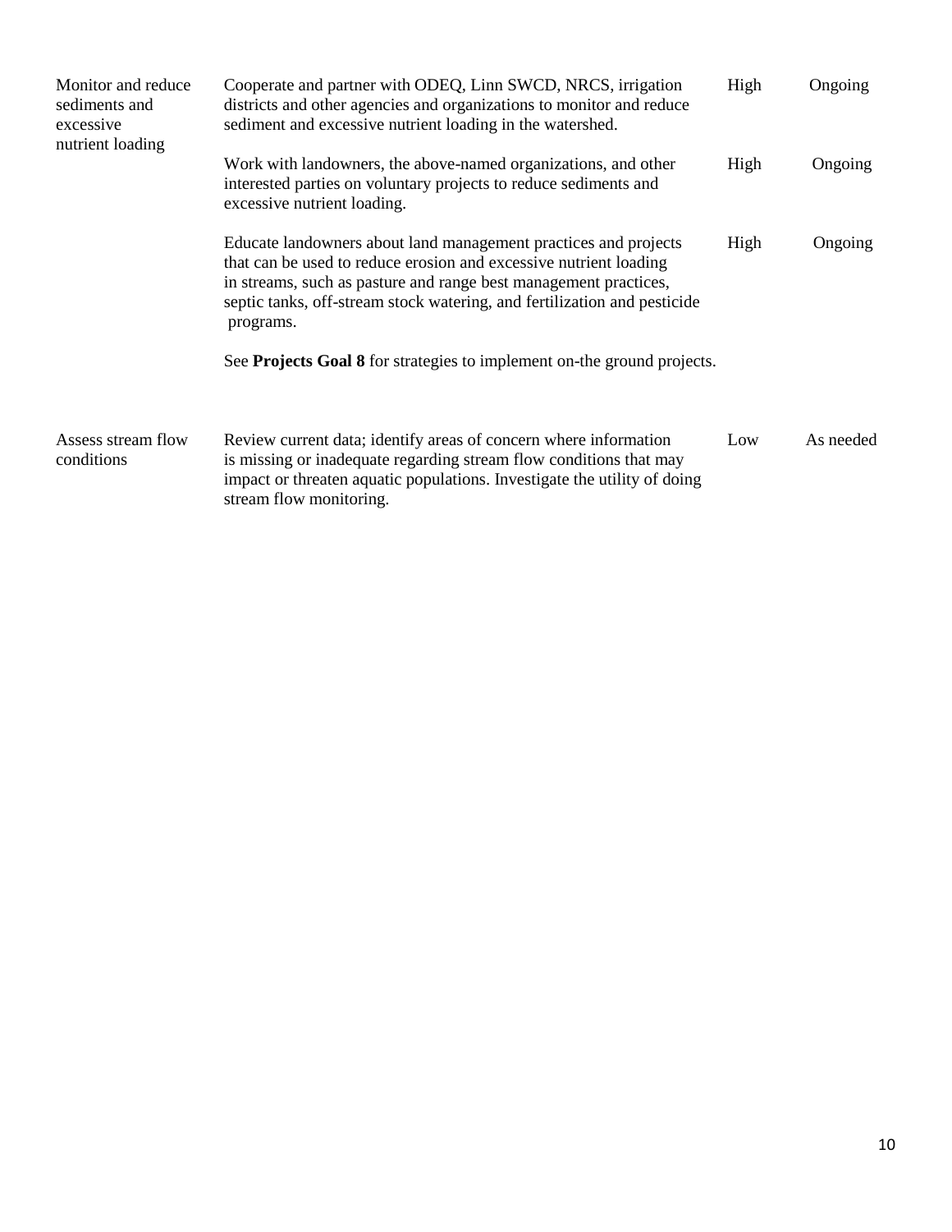| | | | |
|---|---|---|---|
| Monitor and reduce sediments and excessive nutrient loading | Cooperate and partner with ODEQ, Linn SWCD, NRCS, irrigation districts and other agencies and organizations to monitor and reduce sediment and excessive nutrient loading in the watershed. | High | Ongoing |
| | Work with landowners, the above-named organizations, and other interested parties on voluntary projects to reduce sediments and excessive nutrient loading. | High | Ongoing |
| | Educate landowners about land management practices and projects that can be used to reduce erosion and excessive nutrient loading in streams, such as pasture and range best management practices, septic tanks, off-stream stock watering, and fertilization and pesticide programs. | High | Ongoing |
| | See **Projects Goal 8** for strategies to implement on-the ground projects. | | |
| Assess stream flow conditions | Review current data; identify areas of concern where information is missing or inadequate regarding stream flow conditions that may impact or threaten aquatic populations. Investigate the utility of doing stream flow monitoring. | Low | As needed |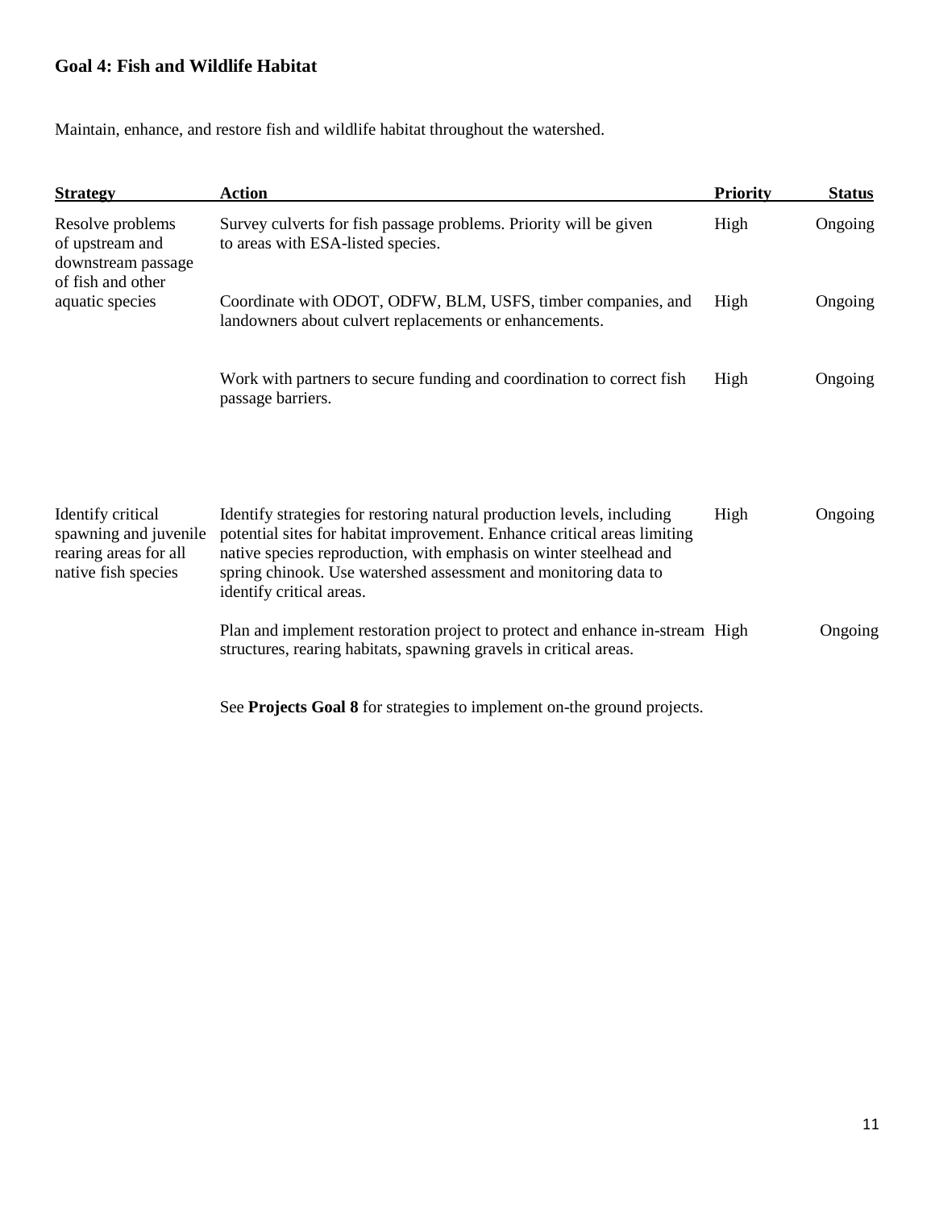### Goal 4: Fish and Wildlife Habitat

Maintain, enhance, and restore fish and wildlife habitat throughout the watershed.

| Strategy | Action | Priority | Status |
|---|---|---|---|
| Resolve problems of upstream and downstream passage of fish and other aquatic species | Survey culverts for fish passage problems. Priority will be given to areas with ESA-listed species. | High | Ongoing |
| | Coordinate with ODOT, ODFW, BLM, USFS, timber companies, and landowners about culvert replacements or enhancements. | High | Ongoing |
| | Work with partners to secure funding and coordination to correct fish passage barriers. | High | Ongoing |
| Identify critical spawning and juvenile rearing areas for all native fish species | Identify strategies for restoring natural production levels, including potential sites for habitat improvement. Enhance critical areas limiting native species reproduction, with emphasis on winter steelhead and spring chinook. Use watershed assessment and monitoring data to identify critical areas. | High | Ongoing |
| | Plan and implement restoration project to protect and enhance in-stream structures, rearing habitats, spawning gravels in critical areas. | High | Ongoing |
| | See **Projects Goal 8** for strategies to implement on-the ground projects. | | |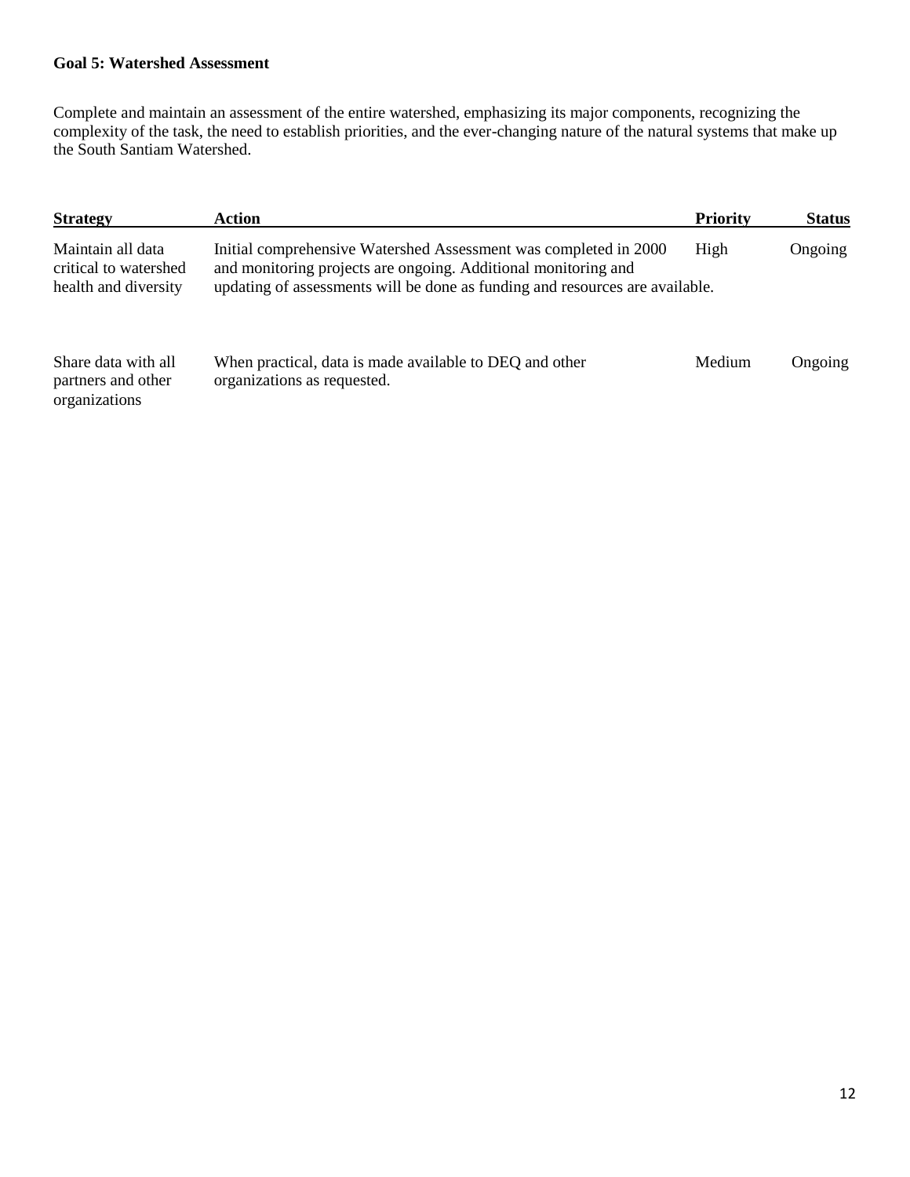**Goal 5: Watershed Assessment**

Complete and maintain an assessment of the entire watershed, emphasizing its major components, recognizing the complexity of the task, the need to establish priorities, and the ever-changing nature of the natural systems that make up the South Santiam Watershed.

| Strategy | Action | Priority | Status |
|---|---|---|---|
| Maintain all data critical to watershed health and diversity | Initial comprehensive Watershed Assessment was completed in 2000 and monitoring projects are ongoing. Additional monitoring and updating of assessments will be done as funding and resources are available. | High | Ongoing |
| Share data with all partners and other organizations | When practical, data is made available to DEQ and other organizations as requested. | Medium | Ongoing |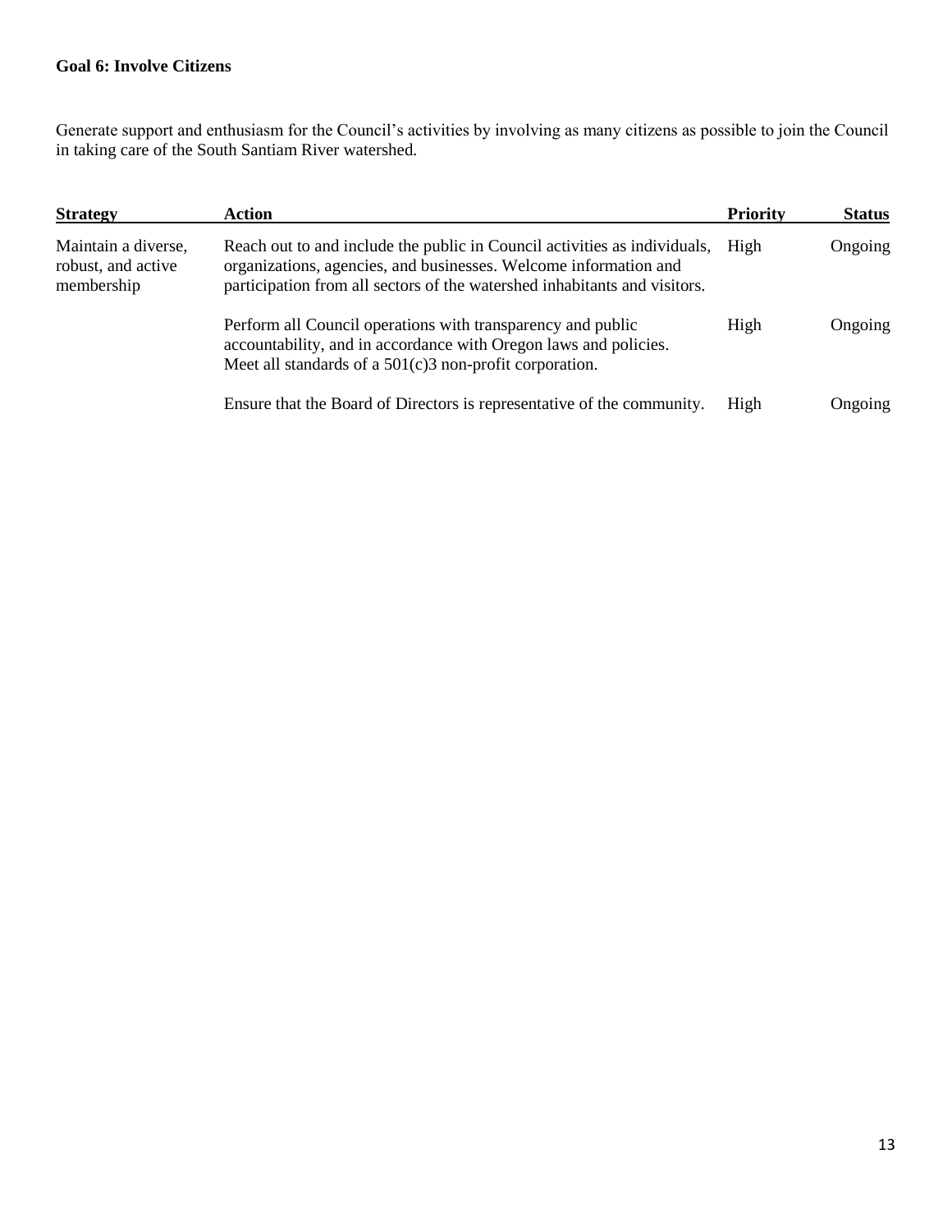**Goal 6: Involve Citizens**

Generate support and enthusiasm for the Council's activities by involving as many citizens as possible to join the Council in taking care of the South Santiam River watershed.

| Strategy | Action | Priority | Status |
|---|---|---|---|
| Maintain a diverse, robust, and active membership | Reach out to and include the public in Council activities as individuals, organizations, agencies, and businesses. Welcome information and participation from all sectors of the watershed inhabitants and visitors. | High | Ongoing |
| | Perform all Council operations with transparency and public accountability, and in accordance with Oregon laws and policies. Meet all standards of a 501(c)3 non-profit corporation. | High | Ongoing |
| | Ensure that the Board of Directors is representative of the community. | High | Ongoing |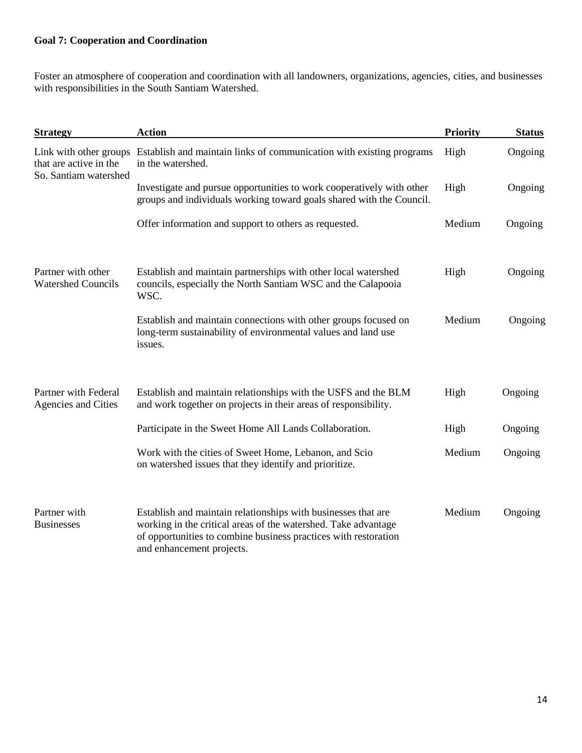**Goal 7: Cooperation and Coordination**

Foster an atmosphere of cooperation and coordination with all landowners, organizations, agencies, cities, and businesses with responsibilities in the South Santiam Watershed.

| Strategy | Action | Priority | Status |
|---|---|---|---|
| Link with other groups that are active in the So. Santiam watershed | Establish and maintain links of communication with existing programs in the watershed. | High | Ongoing |
| | Investigate and pursue opportunities to work cooperatively with other groups and individuals working toward goals shared with the Council. | High | Ongoing |
| | Offer information and support to others as requested. | Medium | Ongoing |
| Partner with other Watershed Councils | Establish and maintain partnerships with other local watershed councils, especially the North Santiam WSC and the Calapooia WSC. | High | Ongoing |
| | Establish and maintain connections with other groups focused on long-term sustainability of environmental values and land use issues. | Medium | Ongoing |
| Partner with Federal Agencies and Cities | Establish and maintain relationships with the USFS and the BLM and work together on projects in their areas of responsibility. | High | Ongoing |
| | Participate in the Sweet Home All Lands Collaboration. | High | Ongoing |
| | Work with the cities of Sweet Home, Lebanon, and Scio on watershed issues that they identify and prioritize. | Medium | Ongoing |
| Partner with Businesses | Establish and maintain relationships with businesses that are working in the critical areas of the watershed. Take advantage of opportunities to combine business practices with restoration and enhancement projects. | Medium | Ongoing |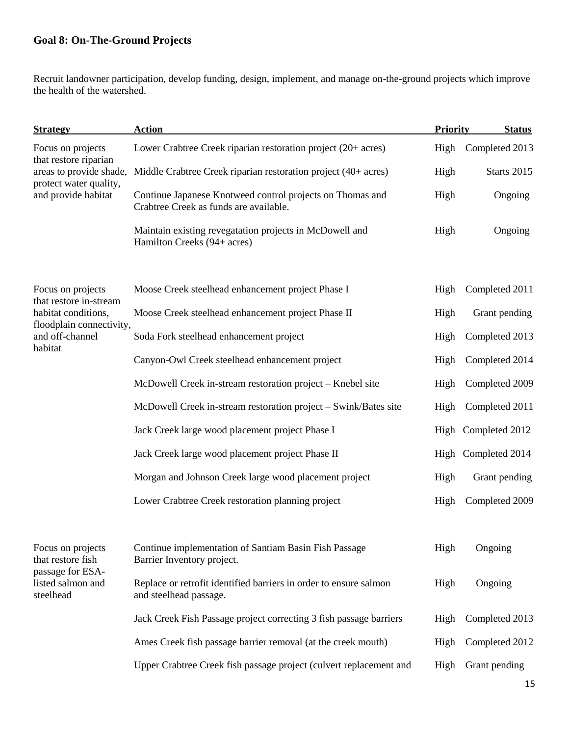## Goal 8: On-The-Ground Projects

Recruit landowner participation, develop funding, design, implement, and manage on-the-ground projects which improve the health of the watershed.

| Strategy | Action | Priority | Status |
|---|---|---|---|
| Focus on projects that restore riparian areas to provide shade, protect water quality, and provide habitat | Lower Crabtree Creek riparian restoration project (20+ acres) | High | Completed 2013 |
| | Middle Crabtree Creek riparian restoration project (40+ acres) | High | Starts 2015 |
| | Continue Japanese Knotweed control projects on Thomas and Crabtree Creek as funds are available. | High | Ongoing |
| | Maintain existing revegatation projects in McDowell and Hamilton Creeks (94+ acres) | High | Ongoing |
| Focus on projects that restore in-stream habitat conditions, floodplain connectivity, and off-channel habitat | Moose Creek steelhead enhancement project Phase I | High | Completed 2011 |
| | Moose Creek steelhead enhancement project Phase II | High | Grant pending |
| | Soda Fork steelhead enhancement project | High | Completed 2013 |
| | Canyon-Owl Creek steelhead enhancement project | High | Completed 2014 |
| | McDowell Creek in-stream restoration project – Knebel site | High | Completed 2009 |
| | McDowell Creek in-stream restoration project – Swink/Bates site | High | Completed 2011 |
| | Jack Creek large wood placement project Phase I | High | Completed 2012 |
| | Jack Creek large wood placement project Phase II | High | Completed 2014 |
| | Morgan and Johnson Creek large wood placement project | High | Grant pending |
| | Lower Crabtree Creek restoration planning project | High | Completed 2009 |
| Focus on projects that restore fish passage for ESA-listed salmon and steelhead | Continue implementation of Santiam Basin Fish Passage Barrier Inventory project. | High | Ongoing |
| | Replace or retrofit identified barriers in order to ensure salmon and steelhead passage. | High | Ongoing |
| | Jack Creek Fish Passage project correcting 3 fish passage barriers | High | Completed 2013 |
| | Ames Creek fish passage barrier removal (at the creek mouth) | High | Completed 2012 |
| | Upper Crabtree Creek fish passage project (culvert replacement and | High | Grant pending |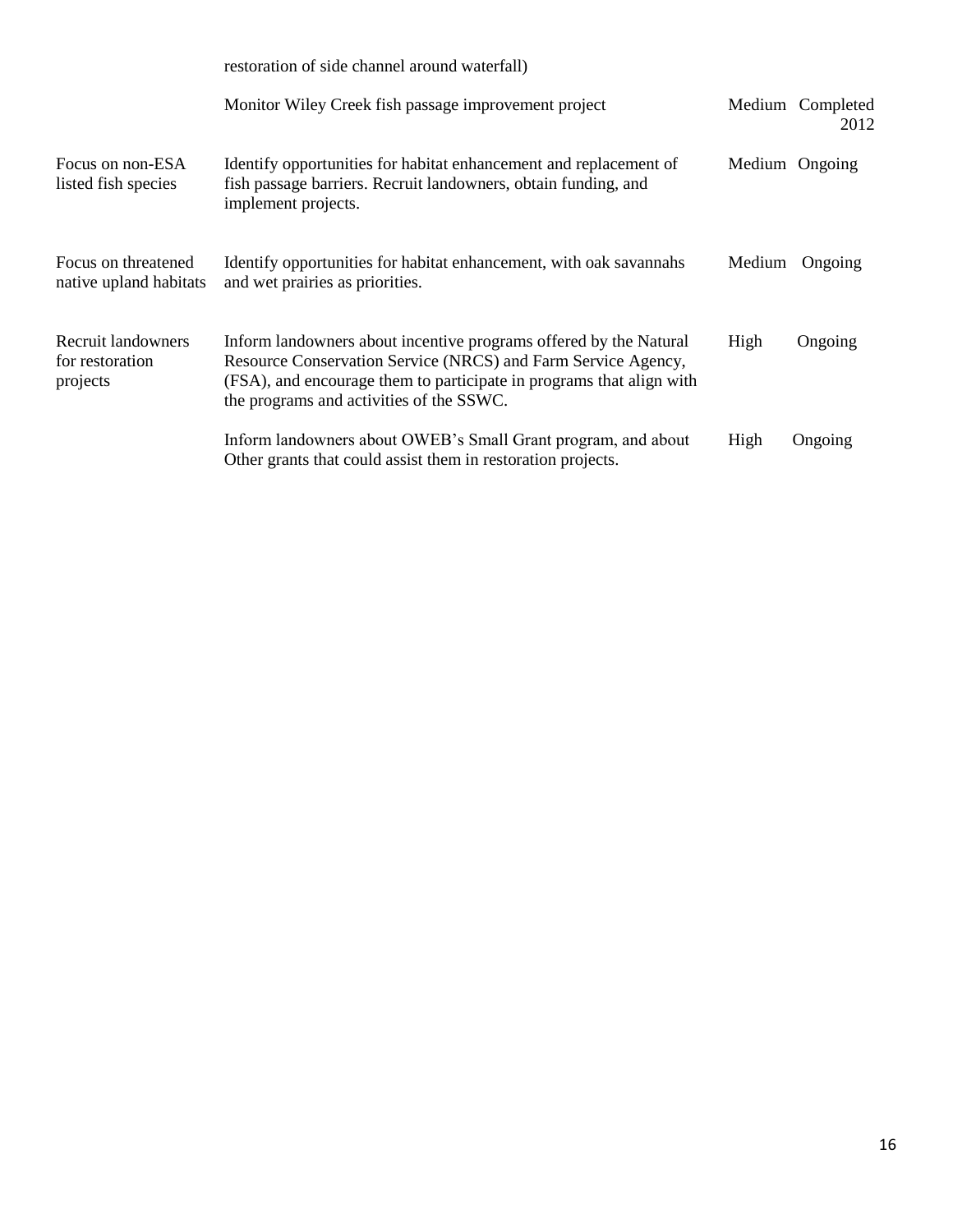| | | | |
|---|---|---|---|
| | restoration of side channel around waterfall) | | |
| | Monitor Wiley Creek fish passage improvement project | Medium | Completed 2012 |
| Focus on non-ESA listed fish species | Identify opportunities for habitat enhancement and replacement of fish passage barriers. Recruit landowners, obtain funding, and implement projects. | Medium | Ongoing |
| Focus on threatened native upland habitats | Identify opportunities for habitat enhancement, with oak savannahs and wet prairies as priorities. | Medium | Ongoing |
| Recruit landowners for restoration projects | Inform landowners about incentive programs offered by the Natural Resource Conservation Service (NRCS) and Farm Service Agency, (FSA), and encourage them to participate in programs that align with the programs and activities of the SSWC. | High | Ongoing |
| | Inform landowners about OWEB's Small Grant program, and about Other grants that could assist them in restoration projects. | High | Ongoing |